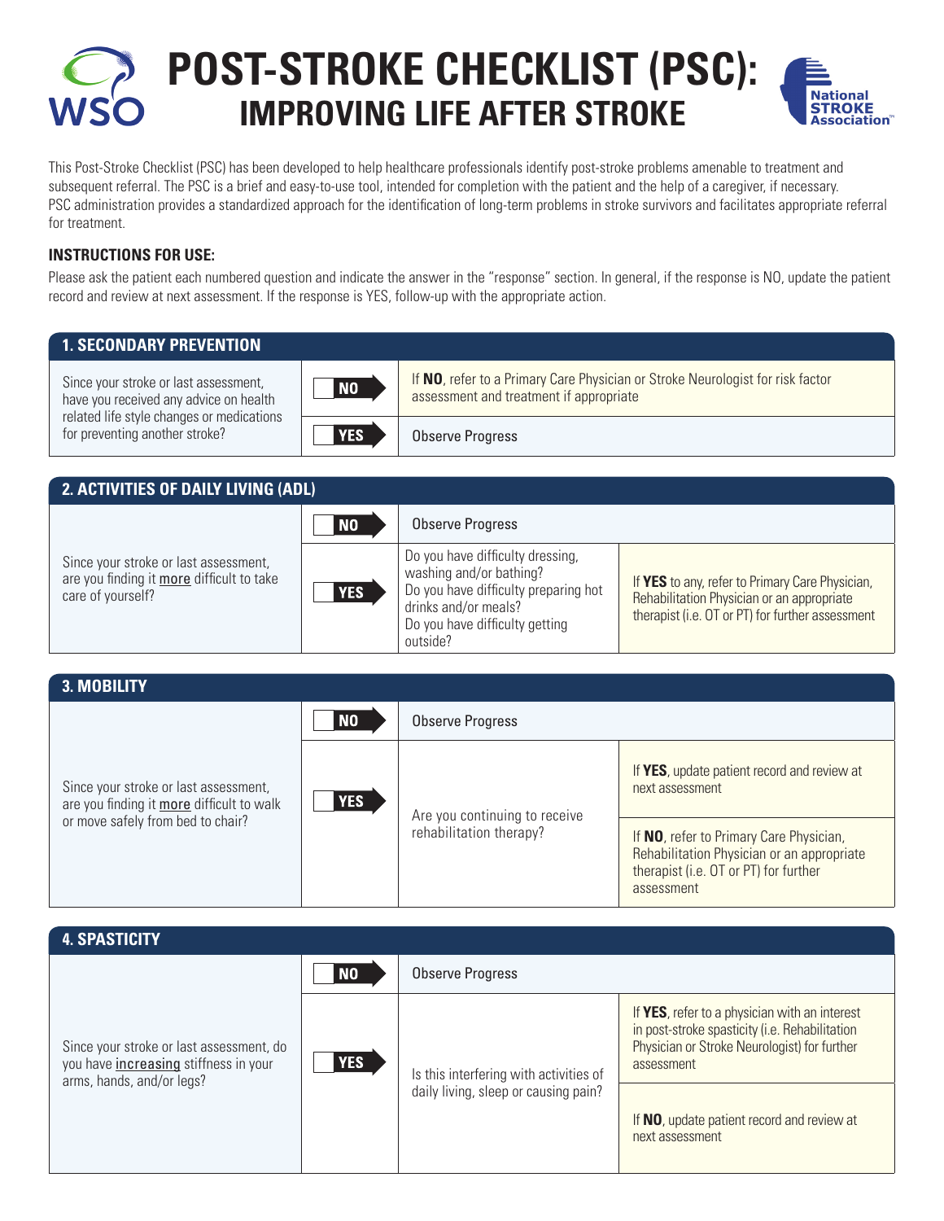# POST-STROKE CHECKLIST (PSC): IMPROVING LIFE AFTER STROKE

This Post-Stroke Checklist (PSC) has been developed to help healthcare professionals identify post-stroke problems amenable to treatment and subsequent referral. The PSC is a brief and easy-to-use tool, intended for completion with the patient and the help of a caregiver, if necessary. PSC administration provides a standardized approach for the identification of long-term problems in stroke survivors and facilitates appropriate referral for treatment.

**INSTRUCTIONS FOR USE:**

Please ask the patient each numbered question and indicate the answer in the "response" section. In general, if the response is NO, update the patient record and review at next assessment. If the response is YES, follow-up with the appropriate action.

## 1. SECONDARY PREVENTION

| Question | Response | Action |
|---|---|---|
| Since your stroke or last assessment, have you received any advice on health related life style changes or medications for preventing another stroke? | **NO** | If **NO**, refer to a Primary Care Physician or Stroke Neurologist for risk factor assessment and treatment if appropriate |
| | **YES** | Observe Progress |

## 2. ACTIVITIES OF DAILY LIVING (ADL)

| Question | Response | Follow-up | Action |
|---|---|---|---|
| Since your stroke or last assessment, are you finding it <u>more</u> difficult to take care of yourself? | **NO** | Observe Progress | |
| | **YES** | Do you have difficulty dressing, washing and/or bathing? Do you have difficulty preparing hot drinks and/or meals? Do you have difficulty getting outside? | If **YES** to any, refer to Primary Care Physician, Rehabilitation Physician or an appropriate therapist (i.e. OT or PT) for further assessment |

## 3. MOBILITY

| Question | Response | Follow-up | Action |
|---|---|---|---|
| Since your stroke or last assessment, are you finding it <u>more</u> difficult to walk or move safely from bed to chair? | **NO** | Observe Progress | |
| | **YES** | Are you continuing to receive rehabilitation therapy? | If **YES**, update patient record and review at next assessment |
| | | | If **NO**, refer to Primary Care Physician, Rehabilitation Physician or an appropriate therapist (i.e. OT or PT) for further assessment |

## 4. SPASTICITY

| Question | Response | Follow-up | Action |
|---|---|---|---|
| Since your stroke or last assessment, do you have <u>increasing</u> stiffness in your arms, hands, and/or legs? | **NO** | Observe Progress | |
| | **YES** | Is this interfering with activities of daily living, sleep or causing pain? | If **YES**, refer to a physician with an interest in post-stroke spasticity (i.e. Rehabilitation Physician or Stroke Neurologist) for further assessment |
| | | | If **NO**, update patient record and review at next assessment |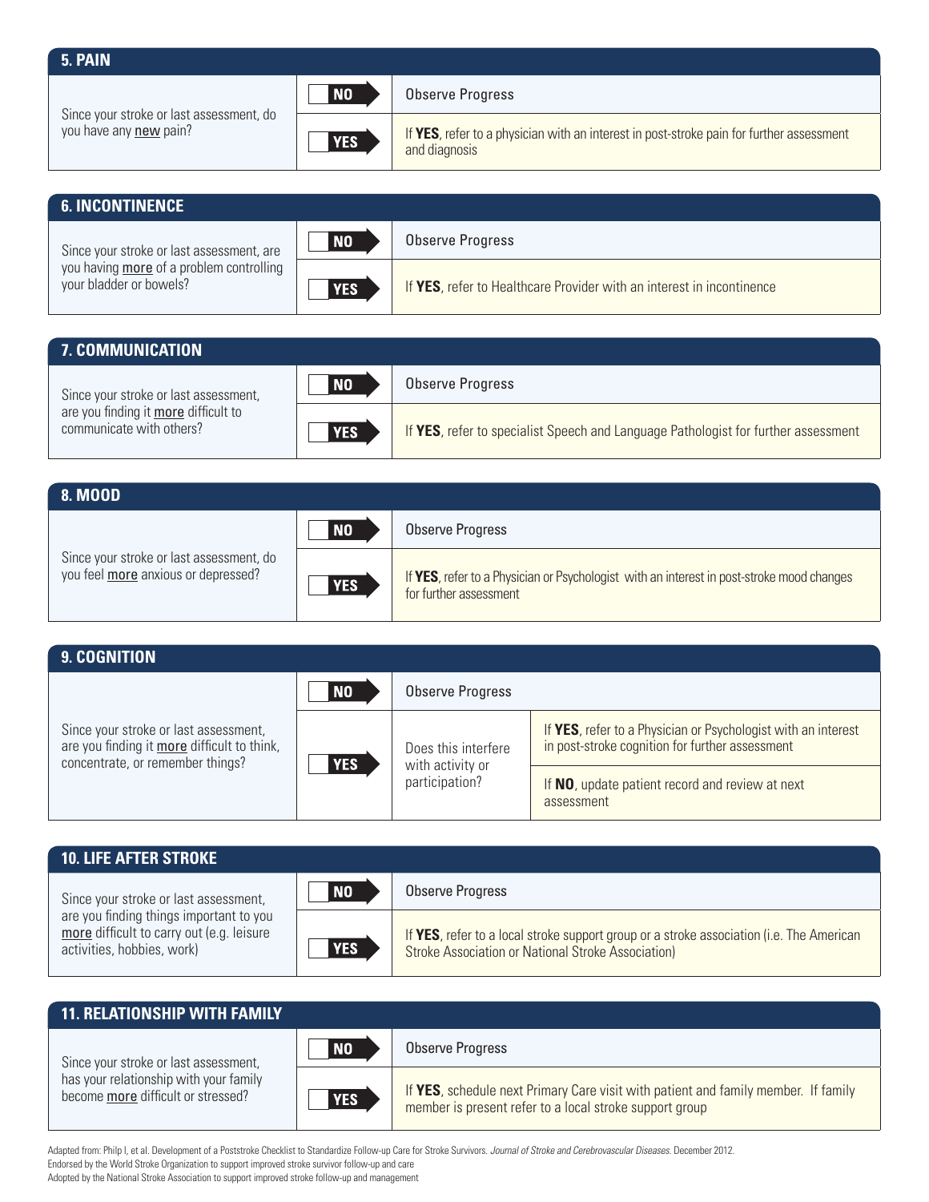## 5. PAIN

| | | |
|---|---|---|
| Since your stroke or last assessment, do you have any <u>new</u> pain? | **NO** | Observe Progress |
| | **YES** | If **YES**, refer to a physician with an interest in post-stroke pain for further assessment and diagnosis |

## 6. INCONTINENCE

| | | |
|---|---|---|
| Since your stroke or last assessment, are you having <u>more</u> of a problem controlling your bladder or bowels? | **NO** | Observe Progress |
| | **YES** | If **YES**, refer to Healthcare Provider with an interest in incontinence |

## 7. COMMUNICATION

| | | |
|---|---|---|
| Since your stroke or last assessment, are you finding it <u>more</u> difficult to communicate with others? | **NO** | Observe Progress |
| | **YES** | If **YES**, refer to specialist Speech and Language Pathologist for further assessment |

## 8. MOOD

| | | |
|---|---|---|
| Since your stroke or last assessment, do you feel <u>more</u> anxious or depressed? | **NO** | Observe Progress |
| | **YES** | If **YES**, refer to a Physician or Psychologist with an interest in post-stroke mood changes for further assessment |

## 9. COGNITION

| | | | |
|---|---|---|---|
| Since your stroke or last assessment, are you finding it <u>more</u> difficult to think, concentrate, or remember things? | **NO** | Observe Progress | |
| | **YES** | Does this interfere with activity or participation? | If **YES**, refer to a Physician or Psychologist with an interest in post-stroke cognition for further assessment |
| | | | If **NO**, update patient record and review at next assessment |

## 10. LIFE AFTER STROKE

| | | |
|---|---|---|
| Since your stroke or last assessment, are you finding things important to you <u>more</u> difficult to carry out (e.g. leisure activities, hobbies, work) | **NO** | Observe Progress |
| | **YES** | If **YES**, refer to a local stroke support group or a stroke association (i.e. The American Stroke Association or National Stroke Association) |

## 11. RELATIONSHIP WITH FAMILY

| | | |
|---|---|---|
| Since your stroke or last assessment, has your relationship with your family become <u>more</u> difficult or stressed? | **NO** | Observe Progress |
| | **YES** | If **YES**, schedule next Primary Care visit with patient and family member. If family member is present refer to a local stroke support group |

Adapted from: Philp I, et al. Development of a Poststroke Checklist to Standardize Follow-up Care for Stroke Survivors. *Journal of Stroke and Cerebrovascular Diseases.* December 2012.
Endorsed by the World Stroke Organization to support improved stroke survivor follow-up and care
Adopted by the National Stroke Association to support improved stroke follow-up and management